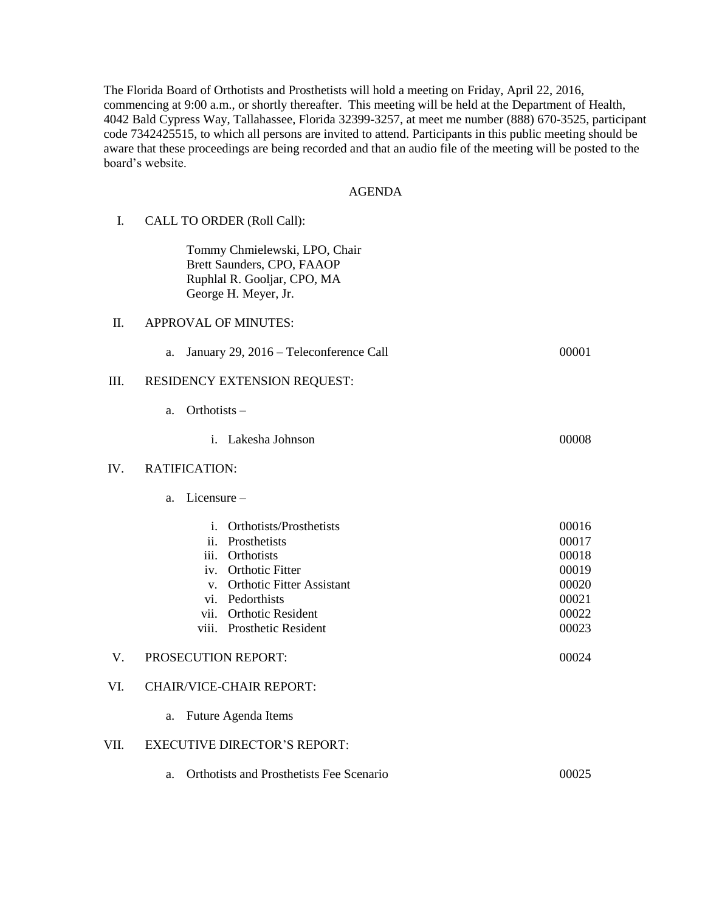The Florida Board of Orthotists and Prosthetists will hold a meeting on Friday, April 22, 2016, commencing at 9:00 a.m., or shortly thereafter. This meeting will be held at the Department of Health, 4042 Bald Cypress Way, Tallahassee, Florida 32399-3257, at meet me number (888) 670-3525, participant code 7342425515, to which all persons are invited to attend. Participants in this public meeting should be aware that these proceedings are being recorded and that an audio file of the meeting will be posted to the board's website.

## AGENDA

I. CALL TO ORDER (Roll Call):

Tommy Chmielewski, LPO, Chair
Brett Saunders, CPO, FAAOP
Ruphlal R. Gooljar, CPO, MA
George H. Meyer, Jr.

II. APPROVAL OF MINUTES:

a. January 29, 2016 – Teleconference Call — 00001

III. RESIDENCY EXTENSION REQUEST:

a. Orthotists –

i. Lakesha Johnson — 00008

IV. RATIFICATION:

a. Licensure –

i. Orthotists/Prosthetists — 00016
ii. Prosthetists — 00017
iii. Orthotists — 00018
iv. Orthotic Fitter — 00019
v. Orthotic Fitter Assistant — 00020
vi. Pedorthists — 00021
vii. Orthotic Resident — 00022
viii. Prosthetic Resident — 00023

V. PROSECUTION REPORT: — 00024

VI. CHAIR/VICE-CHAIR REPORT:

a. Future Agenda Items

VII. EXECUTIVE DIRECTOR'S REPORT:

a. Orthotists and Prosthetists Fee Scenario — 00025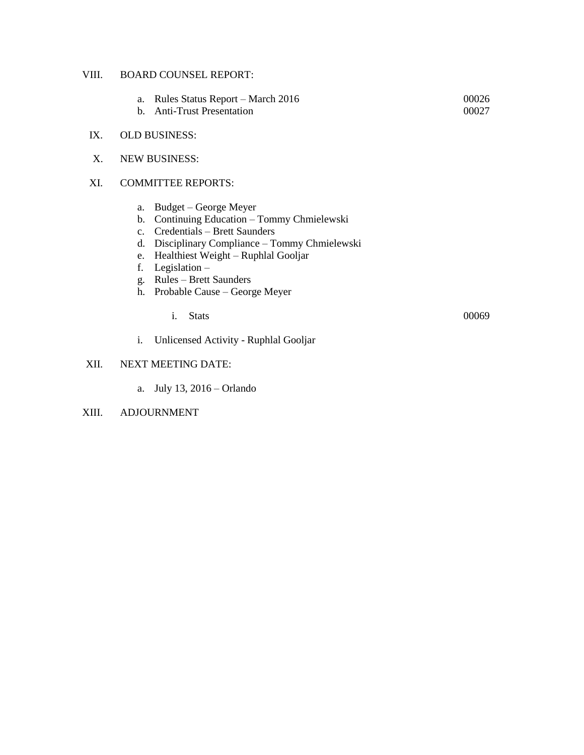VIII. BOARD COUNSEL REPORT:

a. Rules Status Report – March 2016 00026
b. Anti-Trust Presentation 00027

IX. OLD BUSINESS:

X. NEW BUSINESS:

XI. COMMITTEE REPORTS:

a. Budget – George Meyer
b. Continuing Education – Tommy Chmielewski
c. Credentials – Brett Saunders
d. Disciplinary Compliance – Tommy Chmielewski
e. Healthiest Weight – Ruphlal Gooljar
f. Legislation –
g. Rules – Brett Saunders
h. Probable Cause – George Meyer

    i. Stats 00069

i. Unlicensed Activity - Ruphlal Gooljar

XII. NEXT MEETING DATE:

a. July 13, 2016 – Orlando

XIII. ADJOURNMENT